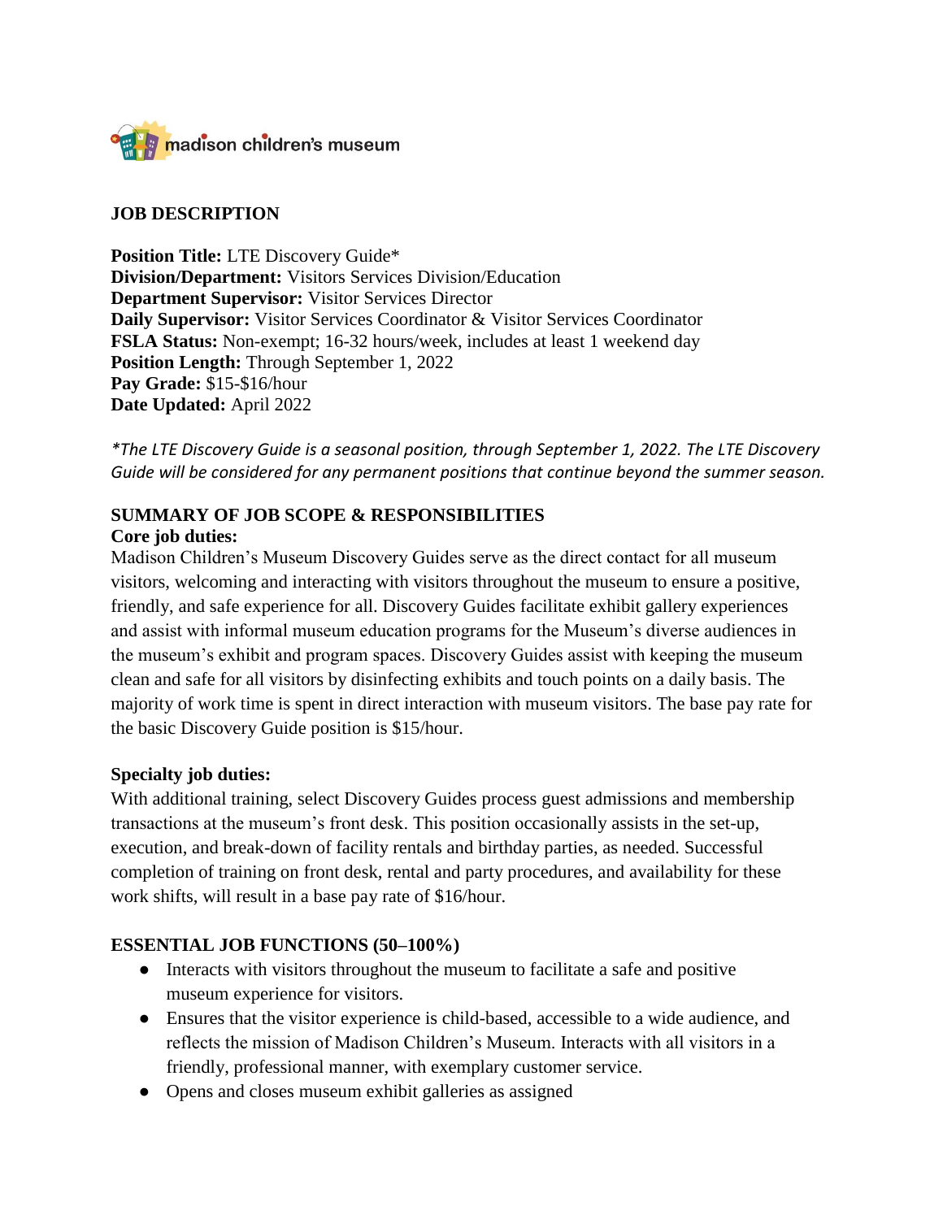madison children's museum

## JOB DESCRIPTION

**Position Title:** LTE Discovery Guide*
**Division/Department:** Visitors Services Division/Education
**Department Supervisor:** Visitor Services Director
**Daily Supervisor:** Visitor Services Coordinator & Visitor Services Coordinator
**FSLA Status:** Non-exempt; 16-32 hours/week, includes at least 1 weekend day
**Position Length:** Through September 1, 2022
**Pay Grade:** $15-$16/hour
**Date Updated:** April 2022

*\*The LTE Discovery Guide is a seasonal position, through September 1, 2022. The LTE Discovery Guide will be considered for any permanent positions that continue beyond the summer season.*

### SUMMARY OF JOB SCOPE & RESPONSIBILITIES

**Core job duties:**

Madison Children's Museum Discovery Guides serve as the direct contact for all museum visitors, welcoming and interacting with visitors throughout the museum to ensure a positive, friendly, and safe experience for all. Discovery Guides facilitate exhibit gallery experiences and assist with informal museum education programs for the Museum's diverse audiences in the museum's exhibit and program spaces. Discovery Guides assist with keeping the museum clean and safe for all visitors by disinfecting exhibits and touch points on a daily basis. The majority of work time is spent in direct interaction with museum visitors. The base pay rate for the basic Discovery Guide position is $15/hour.

**Specialty job duties:**

With additional training, select Discovery Guides process guest admissions and membership transactions at the museum's front desk. This position occasionally assists in the set-up, execution, and break-down of facility rentals and birthday parties, as needed. Successful completion of training on front desk, rental and party procedures, and availability for these work shifts, will result in a base pay rate of $16/hour.

### ESSENTIAL JOB FUNCTIONS (50–100%)

- Interacts with visitors throughout the museum to facilitate a safe and positive museum experience for visitors.
- Ensures that the visitor experience is child-based, accessible to a wide audience, and reflects the mission of Madison Children's Museum. Interacts with all visitors in a friendly, professional manner, with exemplary customer service.
- Opens and closes museum exhibit galleries as assigned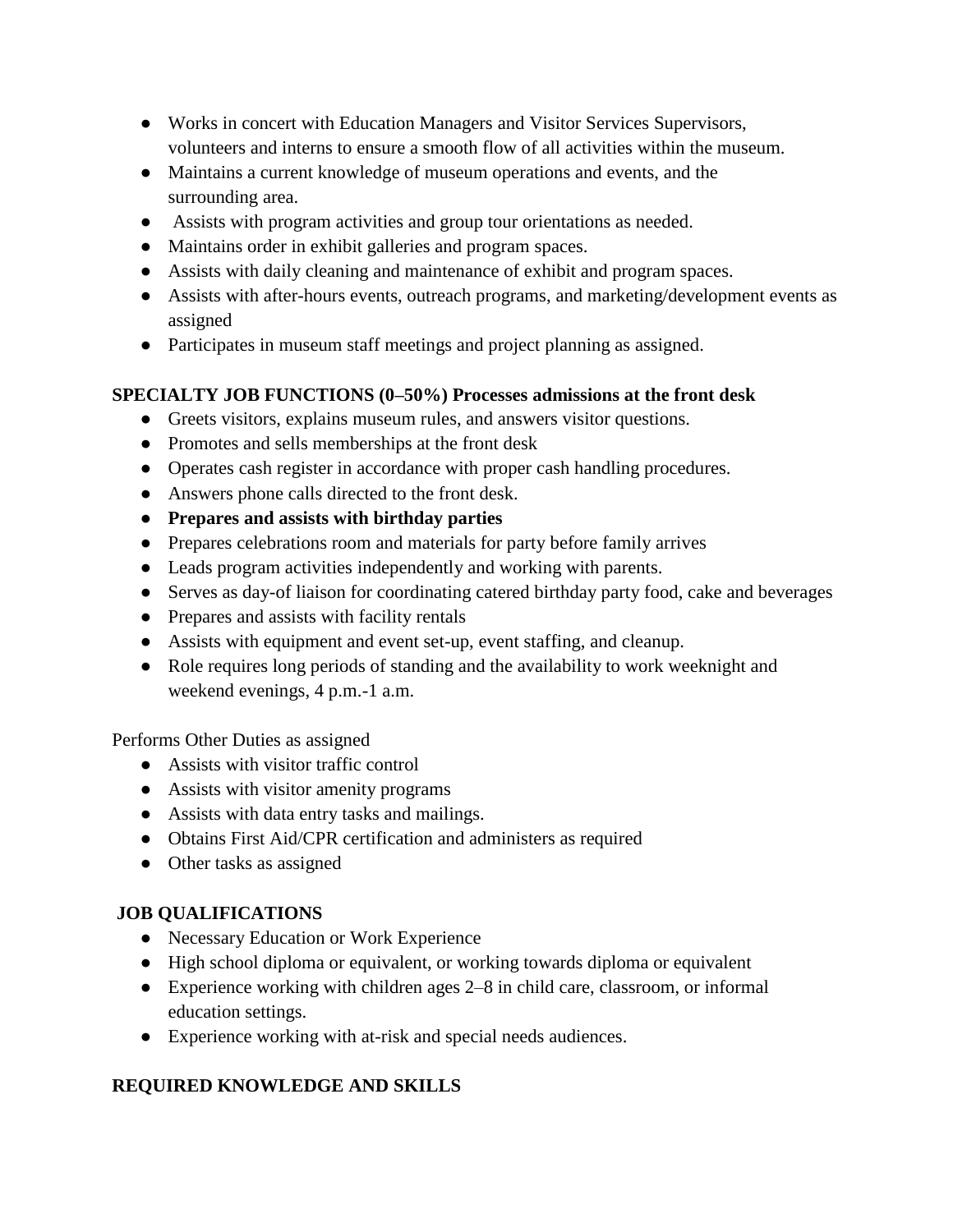- Works in concert with Education Managers and Visitor Services Supervisors, volunteers and interns to ensure a smooth flow of all activities within the museum.
- Maintains a current knowledge of museum operations and events, and the surrounding area.
- Assists with program activities and group tour orientations as needed.
- Maintains order in exhibit galleries and program spaces.
- Assists with daily cleaning and maintenance of exhibit and program spaces.
- Assists with after-hours events, outreach programs, and marketing/development events as assigned
- Participates in museum staff meetings and project planning as assigned.

**SPECIALTY JOB FUNCTIONS (0–50%) Processes admissions at the front desk**

- Greets visitors, explains museum rules, and answers visitor questions.
- Promotes and sells memberships at the front desk
- Operates cash register in accordance with proper cash handling procedures.
- Answers phone calls directed to the front desk.
- **Prepares and assists with birthday parties**
- Prepares celebrations room and materials for party before family arrives
- Leads program activities independently and working with parents.
- Serves as day-of liaison for coordinating catered birthday party food, cake and beverages
- Prepares and assists with facility rentals
- Assists with equipment and event set-up, event staffing, and cleanup.
- Role requires long periods of standing and the availability to work weeknight and weekend evenings, 4 p.m.-1 a.m.

Performs Other Duties as assigned

- Assists with visitor traffic control
- Assists with visitor amenity programs
- Assists with data entry tasks and mailings.
- Obtains First Aid/CPR certification and administers as required
- Other tasks as assigned

**JOB QUALIFICATIONS**

- Necessary Education or Work Experience
- High school diploma or equivalent, or working towards diploma or equivalent
- Experience working with children ages 2–8 in child care, classroom, or informal education settings.
- Experience working with at-risk and special needs audiences.

**REQUIRED KNOWLEDGE AND SKILLS**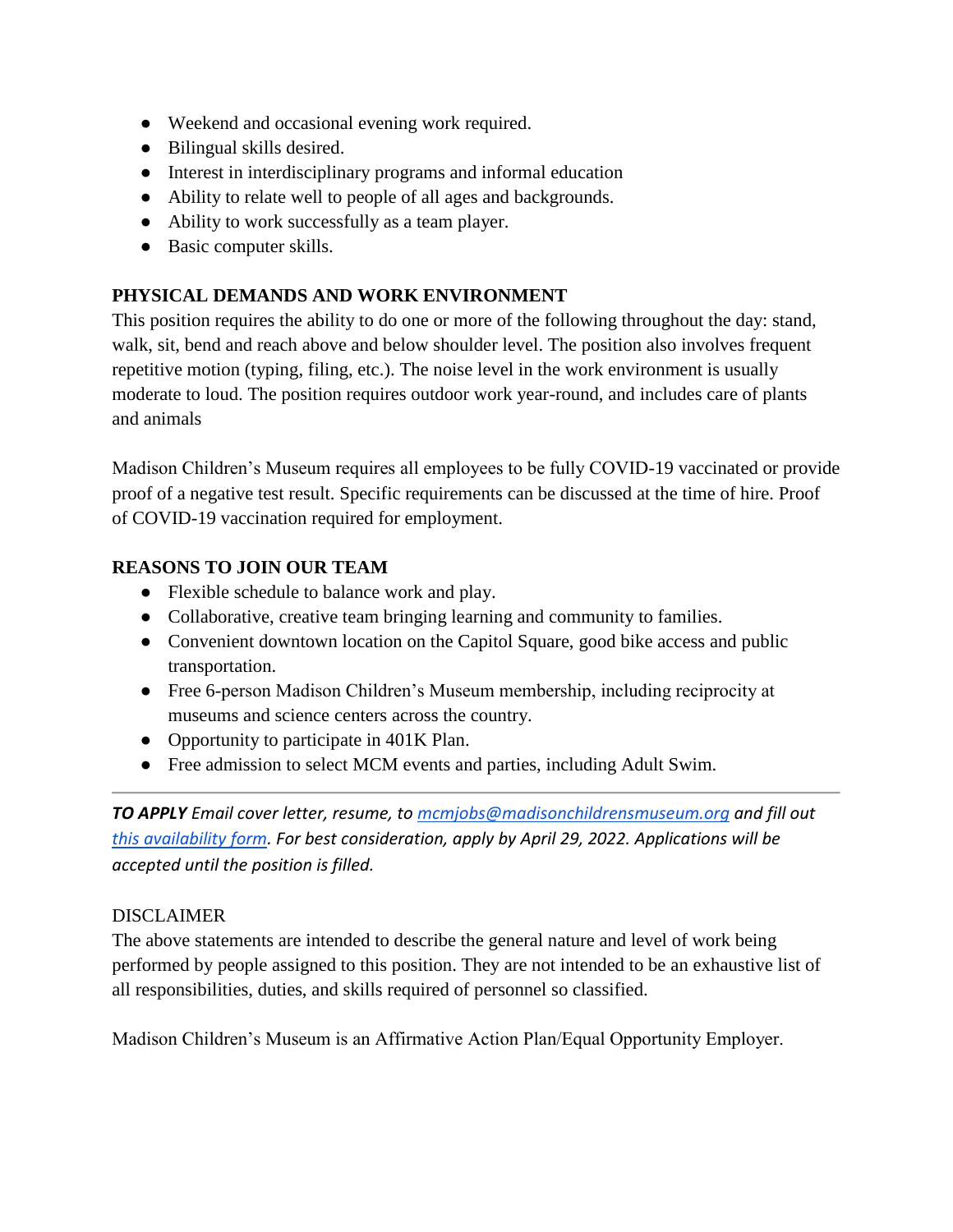- Weekend and occasional evening work required.
- Bilingual skills desired.
- Interest in interdisciplinary programs and informal education
- Ability to relate well to people of all ages and backgrounds.
- Ability to work successfully as a team player.
- Basic computer skills.

**PHYSICAL DEMANDS AND WORK ENVIRONMENT**
This position requires the ability to do one or more of the following throughout the day: stand, walk, sit, bend and reach above and below shoulder level. The position also involves frequent repetitive motion (typing, filing, etc.). The noise level in the work environment is usually moderate to loud. The position requires outdoor work year-round, and includes care of plants and animals

Madison Children's Museum requires all employees to be fully COVID-19 vaccinated or provide proof of a negative test result. Specific requirements can be discussed at the time of hire. Proof of COVID-19 vaccination required for employment.

**REASONS TO JOIN OUR TEAM**

- Flexible schedule to balance work and play.
- Collaborative, creative team bringing learning and community to families.
- Convenient downtown location on the Capitol Square, good bike access and public transportation.
- Free 6-person Madison Children's Museum membership, including reciprocity at museums and science centers across the country.
- Opportunity to participate in 401K Plan.
- Free admission to select MCM events and parties, including Adult Swim.

---

***TO APPLY*** *Email cover letter, resume, to mcmjobs@madisonchildrensmuseum.org and fill out this availability form. For best consideration, apply by April 29, 2022. Applications will be accepted until the position is filled.*

DISCLAIMER
The above statements are intended to describe the general nature and level of work being performed by people assigned to this position. They are not intended to be an exhaustive list of all responsibilities, duties, and skills required of personnel so classified.

Madison Children's Museum is an Affirmative Action Plan/Equal Opportunity Employer.